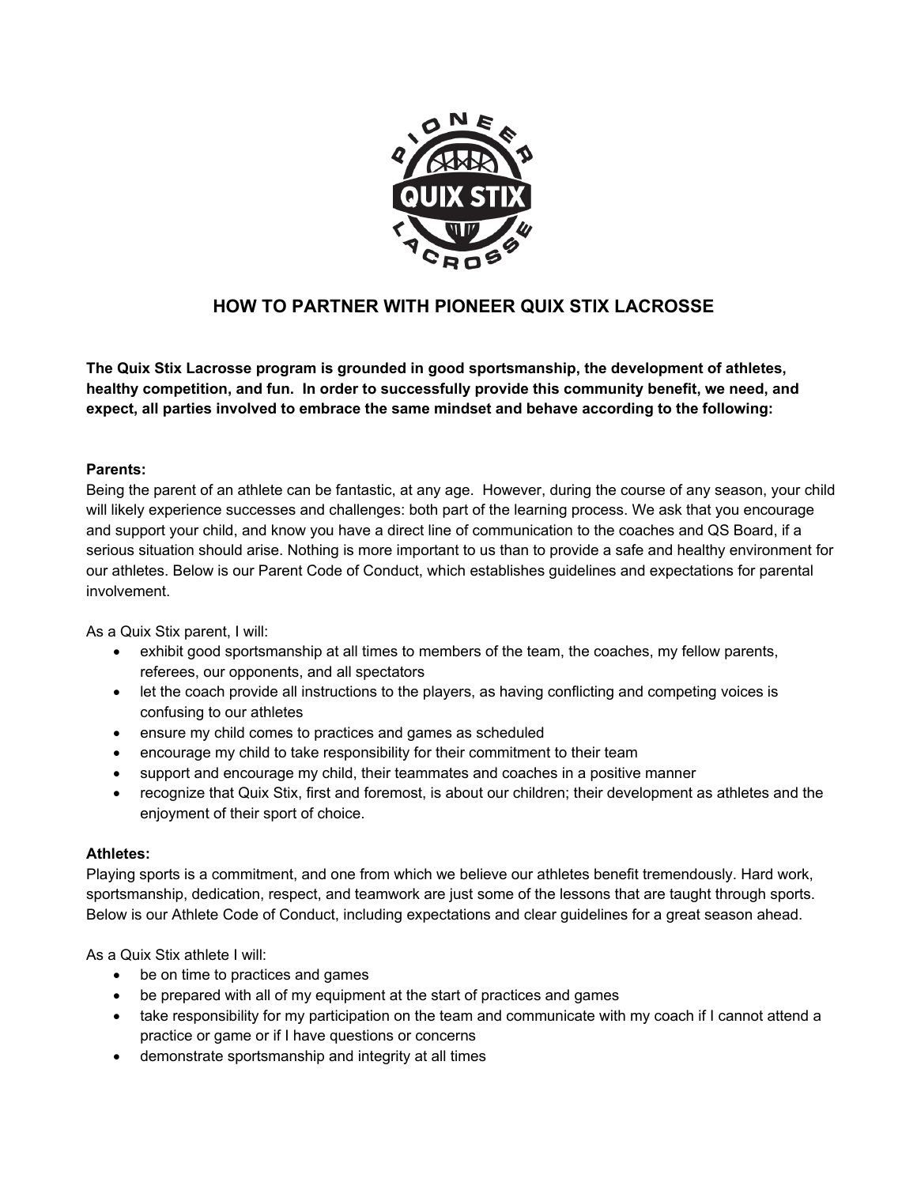# HOW TO PARTNER WITH PIONEER QUIX STIX LACROSSE

**The Quix Stix Lacrosse program is grounded in good sportsmanship, the development of athletes, healthy competition, and fun. In order to successfully provide this community benefit, we need, and expect, all parties involved to embrace the same mindset and behave according to the following:**

**Parents:**

Being the parent of an athlete can be fantastic, at any age. However, during the course of any season, your child will likely experience successes and challenges: both part of the learning process. We ask that you encourage and support your child, and know you have a direct line of communication to the coaches and QS Board, if a serious situation should arise. Nothing is more important to us than to provide a safe and healthy environment for our athletes. Below is our Parent Code of Conduct, which establishes guidelines and expectations for parental involvement.

As a Quix Stix parent, I will:

- exhibit good sportsmanship at all times to members of the team, the coaches, my fellow parents, referees, our opponents, and all spectators
- let the coach provide all instructions to the players, as having conflicting and competing voices is confusing to our athletes
- ensure my child comes to practices and games as scheduled
- encourage my child to take responsibility for their commitment to their team
- support and encourage my child, their teammates and coaches in a positive manner
- recognize that Quix Stix, first and foremost, is about our children; their development as athletes and the enjoyment of their sport of choice.

**Athletes:**

Playing sports is a commitment, and one from which we believe our athletes benefit tremendously. Hard work, sportsmanship, dedication, respect, and teamwork are just some of the lessons that are taught through sports. Below is our Athlete Code of Conduct, including expectations and clear guidelines for a great season ahead.

As a Quix Stix athlete I will:

- be on time to practices and games
- be prepared with all of my equipment at the start of practices and games
- take responsibility for my participation on the team and communicate with my coach if I cannot attend a practice or game or if I have questions or concerns
- demonstrate sportsmanship and integrity at all times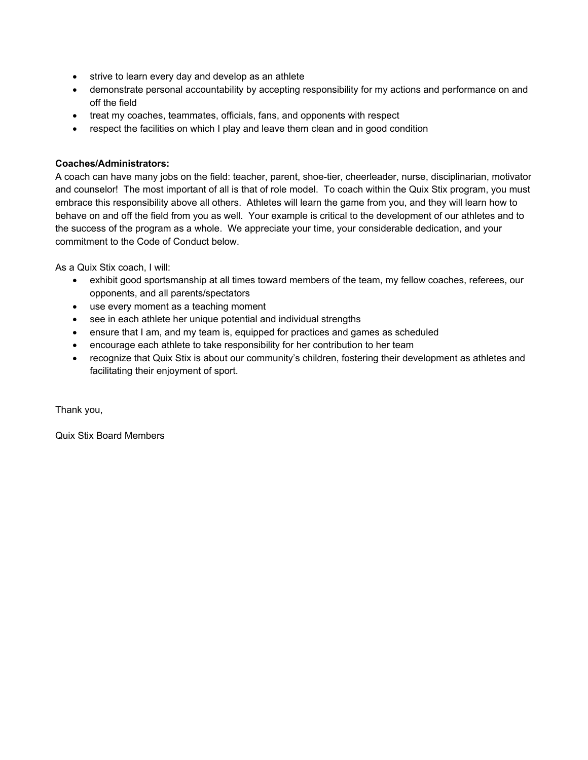- strive to learn every day and develop as an athlete
- demonstrate personal accountability by accepting responsibility for my actions and performance on and off the field
- treat my coaches, teammates, officials, fans, and opponents with respect
- respect the facilities on which I play and leave them clean and in good condition

**Coaches/Administrators:**

A coach can have many jobs on the field: teacher, parent, shoe-tier, cheerleader, nurse, disciplinarian, motivator and counselor! The most important of all is that of role model. To coach within the Quix Stix program, you must embrace this responsibility above all others. Athletes will learn the game from you, and they will learn how to behave on and off the field from you as well. Your example is critical to the development of our athletes and to the success of the program as a whole. We appreciate your time, your considerable dedication, and your commitment to the Code of Conduct below.

As a Quix Stix coach, I will:

- exhibit good sportsmanship at all times toward members of the team, my fellow coaches, referees, our opponents, and all parents/spectators
- use every moment as a teaching moment
- see in each athlete her unique potential and individual strengths
- ensure that I am, and my team is, equipped for practices and games as scheduled
- encourage each athlete to take responsibility for her contribution to her team
- recognize that Quix Stix is about our community's children, fostering their development as athletes and facilitating their enjoyment of sport.

Thank you,

Quix Stix Board Members